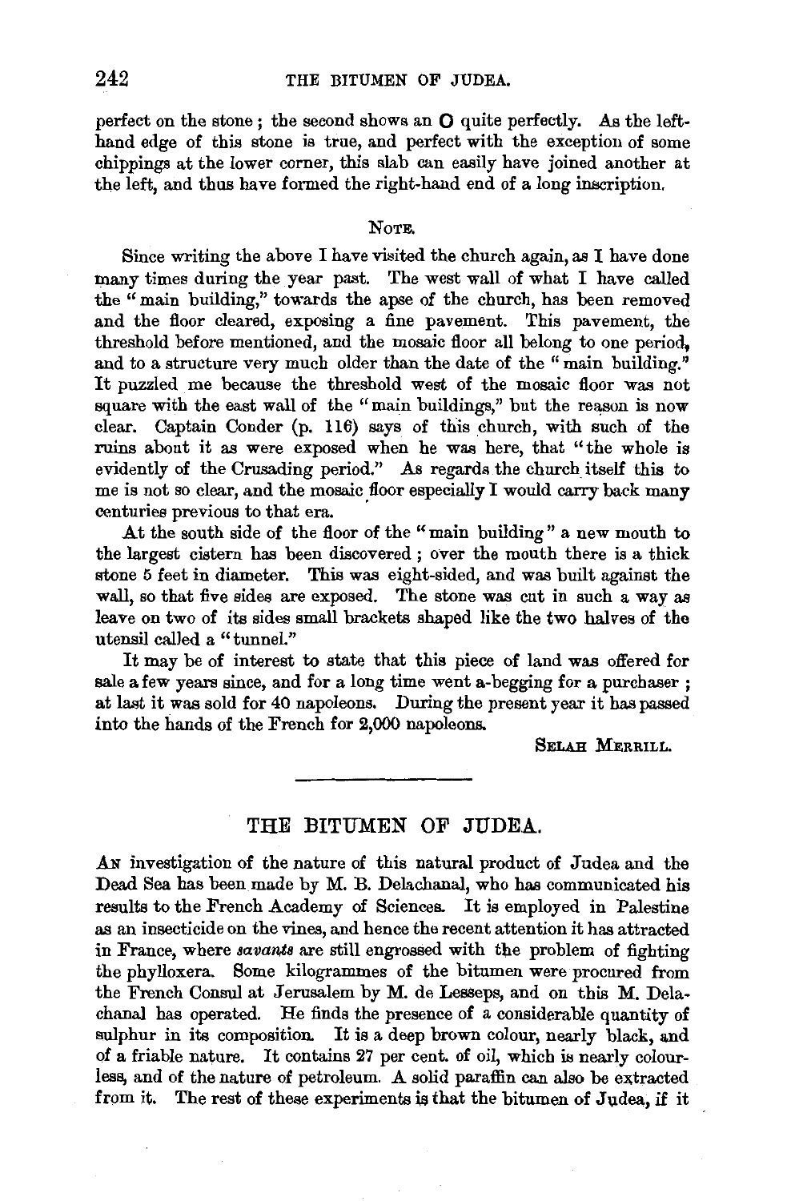perfect on the stone; the second shows an O quite perfectly. As the left-hand edge of this stone is true, and perfect with the exception of some chippings at the lower corner, this slab can easily have joined another at the left, and thus have formed the right-hand end of a long inscription.

### Note.

Since writing the above I have visited the church again, as I have done many times during the year past. The west wall of what I have called the "main building," towards the apse of the church, has been removed and the floor cleared, exposing a fine pavement. This pavement, the threshold before mentioned, and the mosaic floor all belong to one period, and to a structure very much older than the date of the "main building." It puzzled me because the threshold west of the mosaic floor was not square with the east wall of the "main buildings," but the reason is now clear. Captain Conder (p. 116) says of this church, with such of the ruins about it as were exposed when he was here, that "the whole is evidently of the Crusading period." As regards the church itself this to me is not so clear, and the mosaic floor especially I would carry back many centuries previous to that era.

At the south side of the floor of the "main building" a new mouth to the largest cistern has been discovered; over the mouth there is a thick stone 5 feet in diameter. This was eight-sided, and was built against the wall, so that five sides are exposed. The stone was cut in such a way as leave on two of its sides small brackets shaped like the two halves of the utensil called a "tunnel."

It may be of interest to state that this piece of land was offered for sale a few years since, and for a long time went a-begging for a purchaser; at last it was sold for 40 napoleons. During the present year it has passed into the hands of the French for 2,000 napoleons.

Selah Merrill.

---

## THE BITUMEN OF JUDEA.

An investigation of the nature of this natural product of Judea and the Dead Sea has been made by M. B. Delachanal, who has communicated his results to the French Academy of Sciences. It is employed in Palestine as an insecticide on the vines, and hence the recent attention it has attracted in France, where *savants* are still engrossed with the problem of fighting the phylloxera. Some kilogrammes of the bitumen were procured from the French Consul at Jerusalem by M. de Lesseps, and on this M. Delachanal has operated. He finds the presence of a considerable quantity of sulphur in its composition. It is a deep brown colour, nearly black, and of a friable nature. It contains 27 per cent. of oil, which is nearly colourless, and of the nature of petroleum. A solid paraffin can also be extracted from it. The rest of these experiments is that the bitumen of Judea, if it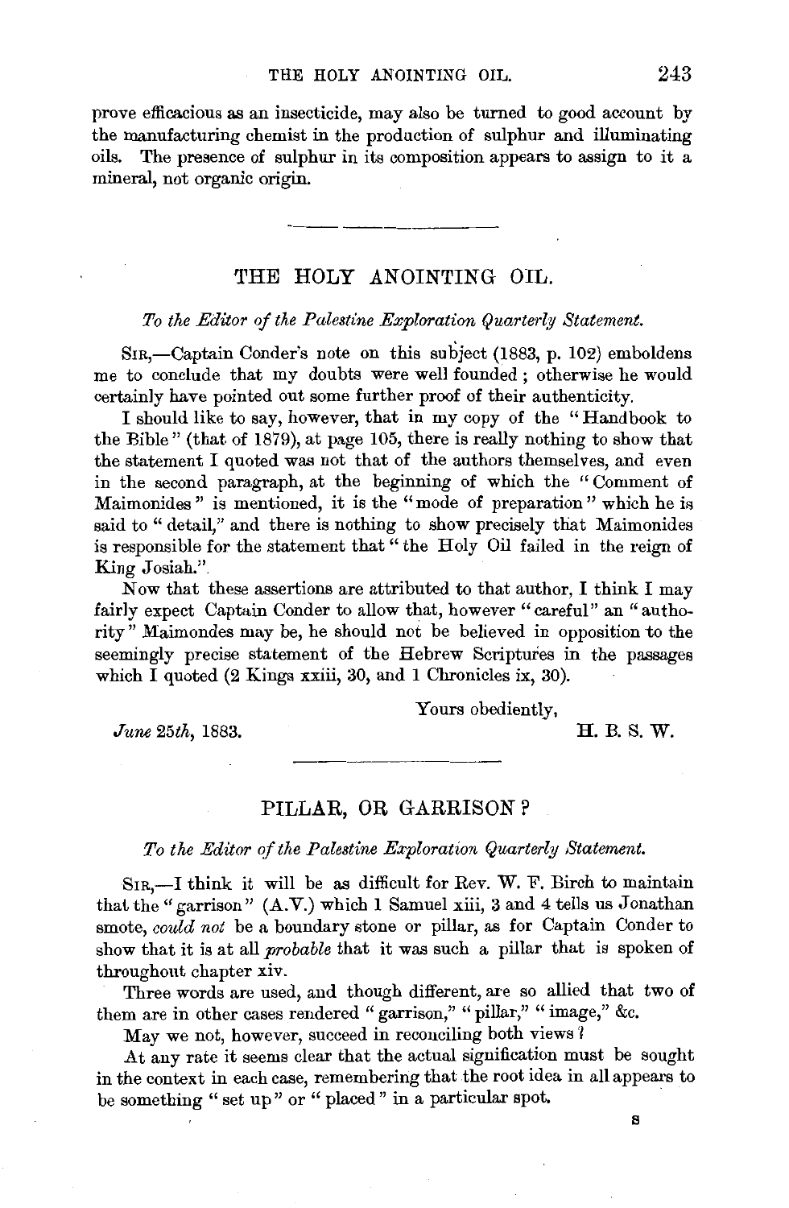prove efficacious as an insecticide, may also be turned to good account by the manufacturing chemist in the production of sulphur and illuminating oils. The presence of sulphur in its composition appears to assign to it a mineral, not organic origin.

---

## THE HOLY ANOINTING OIL.

*To the Editor of the Palestine Exploration Quarterly Statement.*

SIR,—Captain Conder's note on this subject (1883, p. 102) emboldens me to conclude that my doubts were well founded; otherwise he would certainly have pointed out some further proof of their authenticity.

I should like to say, however, that in my copy of the "Handbook to the Bible" (that of 1879), at page 105, there is really nothing to show that the statement I quoted was not that of the authors themselves, and even in the second paragraph, at the beginning of which the "Comment of Maimonides" is mentioned, it is the "mode of preparation" which he is said to "detail," and there is nothing to show precisely that Maimonides is responsible for the statement that "the Holy Oil failed in the reign of King Josiah."

Now that these assertions are attributed to that author, I think I may fairly expect Captain Conder to allow that, however "careful" an "authority" Maimondes may be, he should not be believed in opposition to the seemingly precise statement of the Hebrew Scriptures in the passages which I quoted (2 Kings xxiii, 30, and 1 Chronicles ix, 30).

Yours obediently,

*June 25th*, 1883. H. B. S. W.

---

## PILLAR, OR GARRISON?

*To the Editor of the Palestine Exploration Quarterly Statement.*

SIR,—I think it will be as difficult for Rev. W. F. Birch to maintain that the "garrison" (A.V.) which 1 Samuel xiii, 3 and 4 tells us Jonathan smote, *could not* be a boundary stone or pillar, as for Captain Conder to show that it is at all *probable* that it was such a pillar that is spoken of throughout chapter xiv.

Three words are used, and though different, are so allied that two of them are in other cases rendered "garrison," "pillar," "image," &c.

May we not, however, succeed in reconciling both views?

At any rate it seems clear that the actual signification must be sought in the context in each case, remembering that the root idea in all appears to be something "set up" or "placed" in a particular spot.